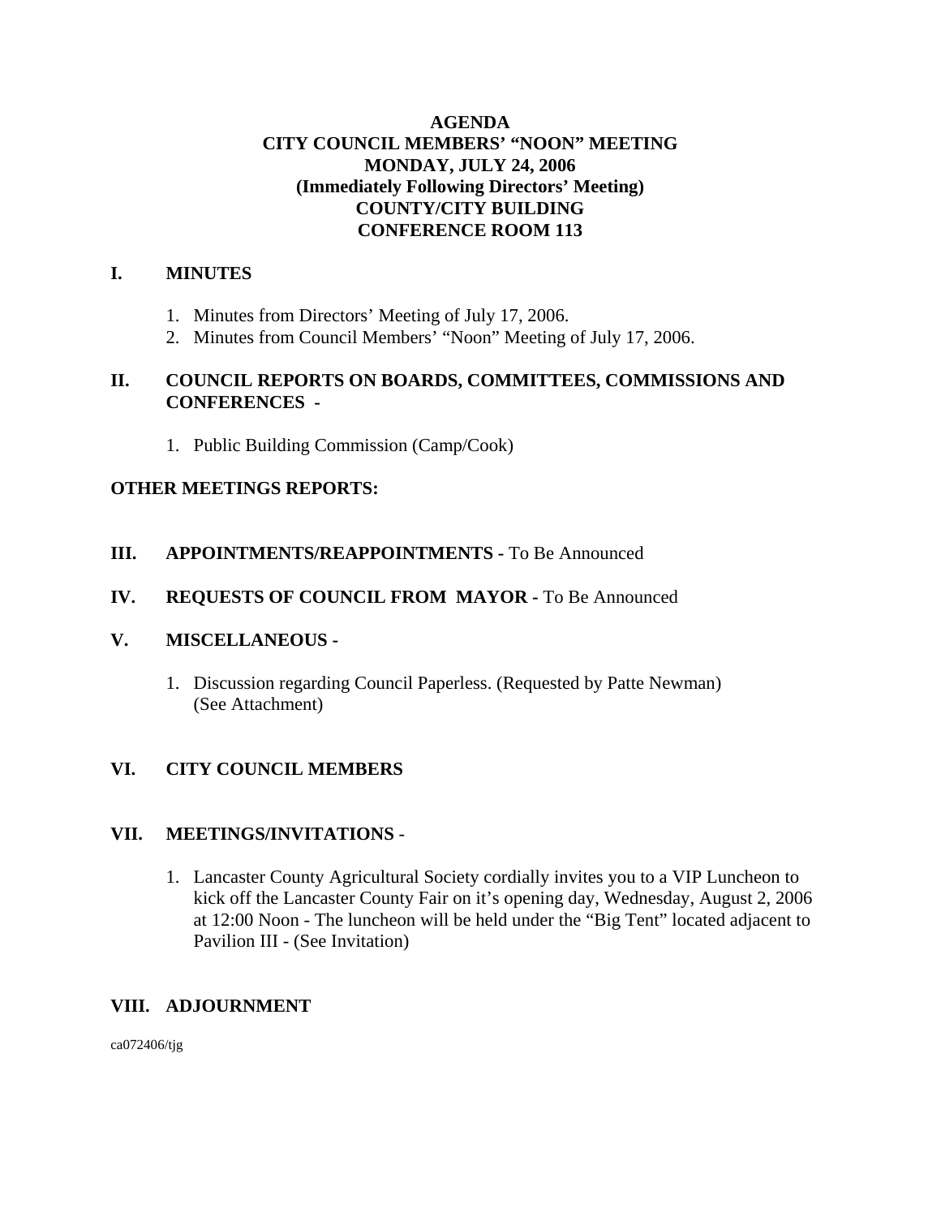# AGENDA
## CITY COUNCIL MEMBERS' "NOON" MEETING
## MONDAY, JULY 24, 2006
## (Immediately Following Directors' Meeting)
## COUNTY/CITY BUILDING
## CONFERENCE ROOM 113

## I. MINUTES

1. Minutes from Directors' Meeting of July 17, 2006.
2. Minutes from Council Members' "Noon" Meeting of July 17, 2006.

## II. COUNCIL REPORTS ON BOARDS, COMMITTEES, COMMISSIONS AND CONFERENCES -

1. Public Building Commission (Camp/Cook)

## OTHER MEETINGS REPORTS:

## III. APPOINTMENTS/REAPPOINTMENTS - To Be Announced

## IV. REQUESTS OF COUNCIL FROM MAYOR - To Be Announced

## V. MISCELLANEOUS -

1. Discussion regarding Council Paperless. (Requested by Patte Newman) (See Attachment)

## VI. CITY COUNCIL MEMBERS

## VII. MEETINGS/INVITATIONS -

1. Lancaster County Agricultural Society cordially invites you to a VIP Luncheon to kick off the Lancaster County Fair on it's opening day, Wednesday, August 2, 2006 at 12:00 Noon - The luncheon will be held under the "Big Tent" located adjacent to Pavilion III - (See Invitation)

## VIII. ADJOURNMENT

ca072406/tjg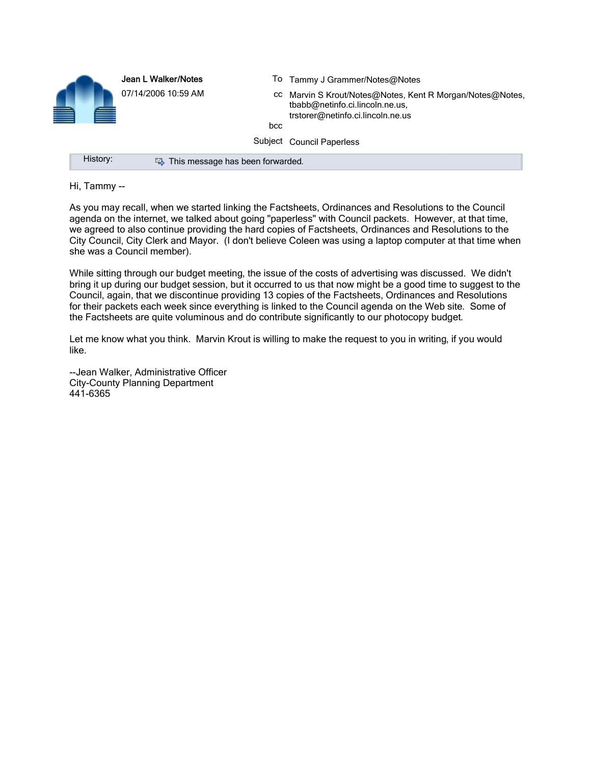**Jean L Walker/Notes**
07/14/2006 10:59 AM

To: Tammy J Grammer/Notes@Notes
cc: Marvin S Krout/Notes@Notes, Kent R Morgan/Notes@Notes, tbabb@netinfo.ci.lincoln.ne.us, trstorer@netinfo.ci.lincoln.ne.us
bcc:
Subject: Council Paperless

History: This message has been forwarded.

Hi, Tammy --

As you may recall, when we started linking the Factsheets, Ordinances and Resolutions to the Council agenda on the internet, we talked about going "paperless" with Council packets. However, at that time, we agreed to also continue providing the hard copies of Factsheets, Ordinances and Resolutions to the City Council, City Clerk and Mayor. (I don't believe Coleen was using a laptop computer at that time when she was a Council member).

While sitting through our budget meeting, the issue of the costs of advertising was discussed. We didn't bring it up during our budget session, but it occurred to us that now might be a good time to suggest to the Council, again, that we discontinue providing 13 copies of the Factsheets, Ordinances and Resolutions for their packets each week since everything is linked to the Council agenda on the Web site. Some of the Factsheets are quite voluminous and do contribute significantly to our photocopy budget.

Let me know what you think. Marvin Krout is willing to make the request to you in writing, if you would like.

--Jean Walker, Administrative Officer
City-County Planning Department
441-6365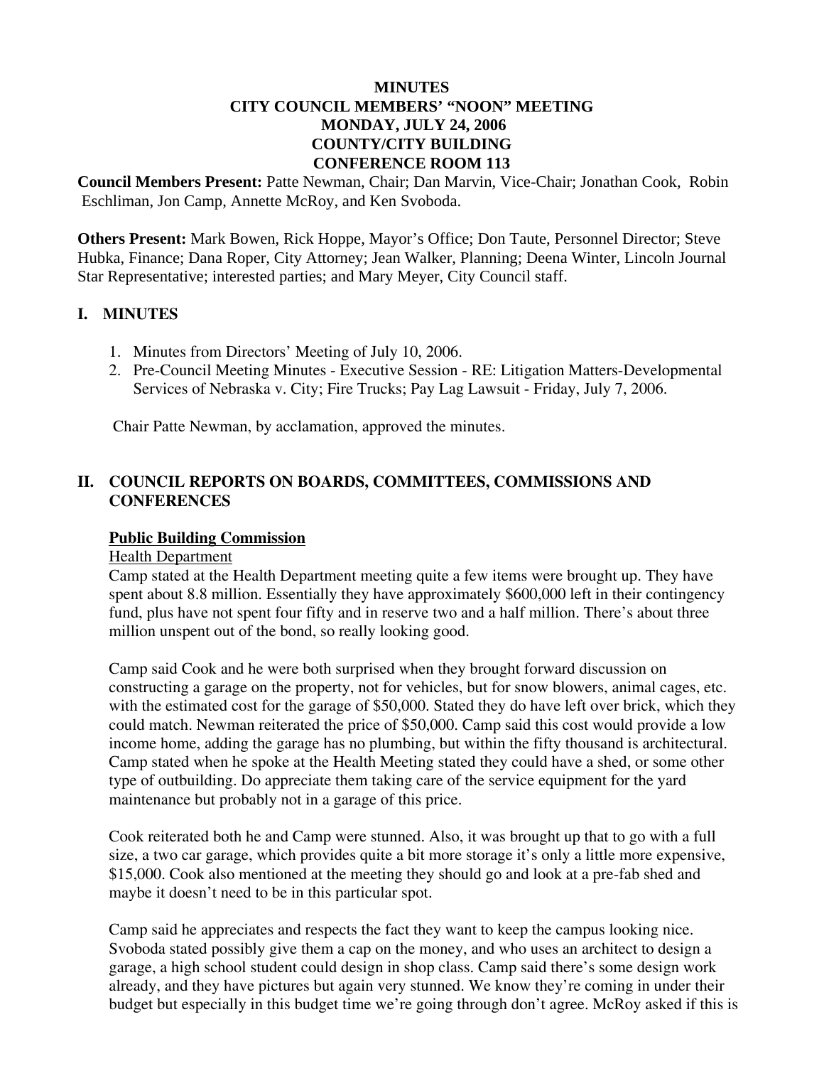# MINUTES
## CITY COUNCIL MEMBERS' "NOON" MEETING
## MONDAY, JULY 24, 2006
## COUNTY/CITY BUILDING
## CONFERENCE ROOM 113

**Council Members Present:** Patte Newman, Chair; Dan Marvin, Vice-Chair; Jonathan Cook, Robin Eschliman, Jon Camp, Annette McRoy, and Ken Svoboda.

**Others Present:** Mark Bowen, Rick Hoppe, Mayor's Office; Don Taute, Personnel Director; Steve Hubka, Finance; Dana Roper, City Attorney; Jean Walker, Planning; Deena Winter, Lincoln Journal Star Representative; interested parties; and Mary Meyer, City Council staff.

## I. MINUTES

1. Minutes from Directors' Meeting of July 10, 2006.
2. Pre-Council Meeting Minutes - Executive Session - RE: Litigation Matters-Developmental Services of Nebraska v. City; Fire Trucks; Pay Lag Lawsuit - Friday, July 7, 2006.

Chair Patte Newman, by acclamation, approved the minutes.

## II. COUNCIL REPORTS ON BOARDS, COMMITTEES, COMMISSIONS AND CONFERENCES

**Public Building Commission**

Health Department

Camp stated at the Health Department meeting quite a few items were brought up. They have spent about 8.8 million. Essentially they have approximately $600,000 left in their contingency fund, plus have not spent four fifty and in reserve two and a half million. There's about three million unspent out of the bond, so really looking good.

Camp said Cook and he were both surprised when they brought forward discussion on constructing a garage on the property, not for vehicles, but for snow blowers, animal cages, etc. with the estimated cost for the garage of $50,000. Stated they do have left over brick, which they could match. Newman reiterated the price of $50,000. Camp said this cost would provide a low income home, adding the garage has no plumbing, but within the fifty thousand is architectural. Camp stated when he spoke at the Health Meeting stated they could have a shed, or some other type of outbuilding. Do appreciate them taking care of the service equipment for the yard maintenance but probably not in a garage of this price.

Cook reiterated both he and Camp were stunned. Also, it was brought up that to go with a full size, a two car garage, which provides quite a bit more storage it's only a little more expensive, $15,000. Cook also mentioned at the meeting they should go and look at a pre-fab shed and maybe it doesn't need to be in this particular spot.

Camp said he appreciates and respects the fact they want to keep the campus looking nice. Svoboda stated possibly give them a cap on the money, and who uses an architect to design a garage, a high school student could design in shop class. Camp said there's some design work already, and they have pictures but again very stunned. We know they're coming in under their budget but especially in this budget time we're going through don't agree. McRoy asked if this is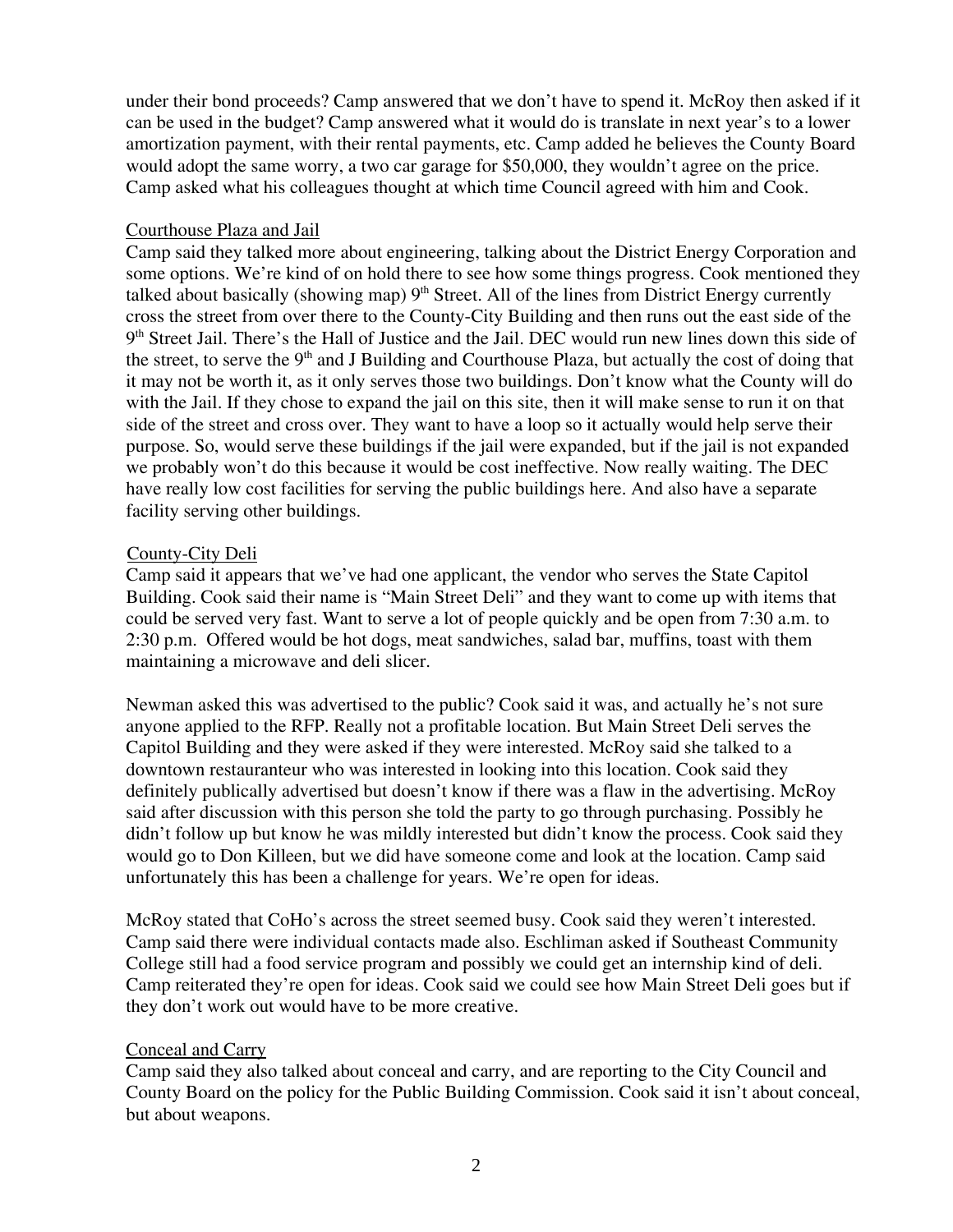under their bond proceeds? Camp answered that we don't have to spend it. McRoy then asked if it can be used in the budget? Camp answered what it would do is translate in next year's to a lower amortization payment, with their rental payments, etc. Camp added he believes the County Board would adopt the same worry, a two car garage for $50,000, they wouldn't agree on the price. Camp asked what his colleagues thought at which time Council agreed with him and Cook.

Courthouse Plaza and Jail

Camp said they talked more about engineering, talking about the District Energy Corporation and some options. We're kind of on hold there to see how some things progress. Cook mentioned they talked about basically (showing map) 9th Street. All of the lines from District Energy currently cross the street from over there to the County-City Building and then runs out the east side of the 9th Street Jail. There's the Hall of Justice and the Jail. DEC would run new lines down this side of the street, to serve the 9th and J Building and Courthouse Plaza, but actually the cost of doing that it may not be worth it, as it only serves those two buildings. Don't know what the County will do with the Jail. If they chose to expand the jail on this site, then it will make sense to run it on that side of the street and cross over. They want to have a loop so it actually would help serve their purpose. So, would serve these buildings if the jail were expanded, but if the jail is not expanded we probably won't do this because it would be cost ineffective. Now really waiting. The DEC have really low cost facilities for serving the public buildings here. And also have a separate facility serving other buildings.

County-City Deli

Camp said it appears that we've had one applicant, the vendor who serves the State Capitol Building. Cook said their name is "Main Street Deli" and they want to come up with items that could be served very fast. Want to serve a lot of people quickly and be open from 7:30 a.m. to 2:30 p.m. Offered would be hot dogs, meat sandwiches, salad bar, muffins, toast with them maintaining a microwave and deli slicer.

Newman asked this was advertised to the public? Cook said it was, and actually he's not sure anyone applied to the RFP. Really not a profitable location. But Main Street Deli serves the Capitol Building and they were asked if they were interested. McRoy said she talked to a downtown restauranteur who was interested in looking into this location. Cook said they definitely publically advertised but doesn't know if there was a flaw in the advertising. McRoy said after discussion with this person she told the party to go through purchasing. Possibly he didn't follow up but know he was mildly interested but didn't know the process. Cook said they would go to Don Killeen, but we did have someone come and look at the location. Camp said unfortunately this has been a challenge for years. We're open for ideas.

McRoy stated that CoHo's across the street seemed busy. Cook said they weren't interested. Camp said there were individual contacts made also. Eschliman asked if Southeast Community College still had a food service program and possibly we could get an internship kind of deli. Camp reiterated they're open for ideas. Cook said we could see how Main Street Deli goes but if they don't work out would have to be more creative.

Conceal and Carry

Camp said they also talked about conceal and carry, and are reporting to the City Council and County Board on the policy for the Public Building Commission. Cook said it isn't about conceal, but about weapons.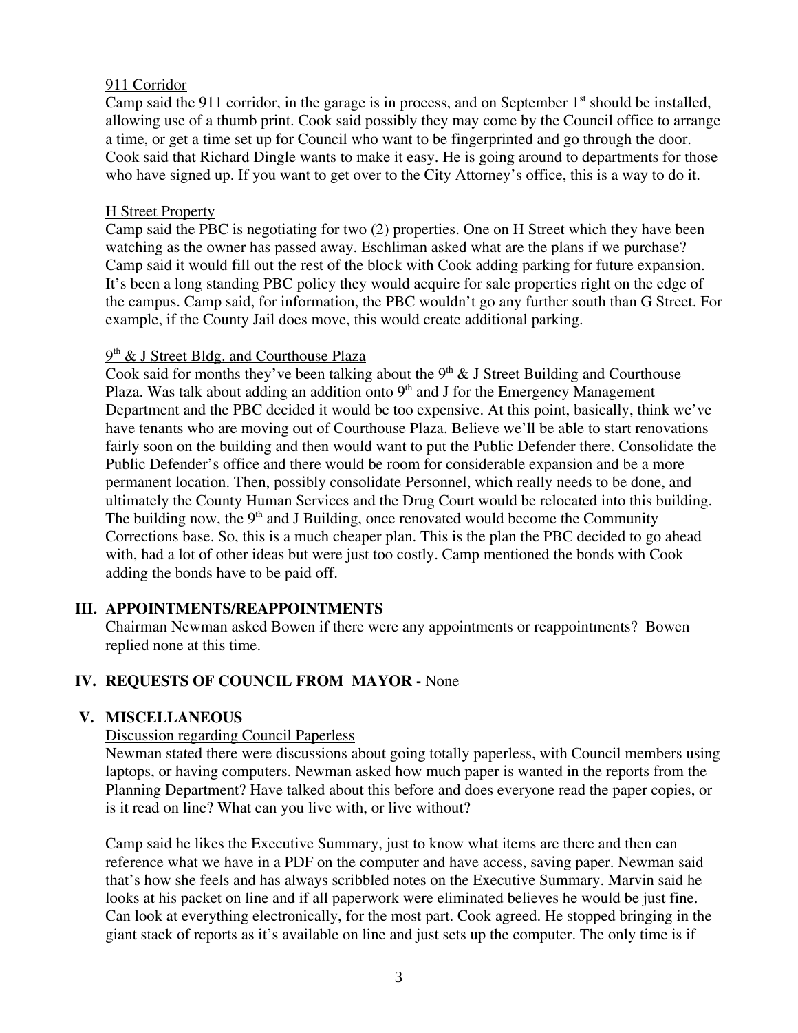911 Corridor

Camp said the 911 corridor, in the garage is in process, and on September 1st should be installed, allowing use of a thumb print. Cook said possibly they may come by the Council office to arrange a time, or get a time set up for Council who want to be fingerprinted and go through the door. Cook said that Richard Dingle wants to make it easy. He is going around to departments for those who have signed up. If you want to get over to the City Attorney's office, this is a way to do it.

H Street Property

Camp said the PBC is negotiating for two (2) properties. One on H Street which they have been watching as the owner has passed away. Eschliman asked what are the plans if we purchase? Camp said it would fill out the rest of the block with Cook adding parking for future expansion. It's been a long standing PBC policy they would acquire for sale properties right on the edge of the campus. Camp said, for information, the PBC wouldn't go any further south than G Street. For example, if the County Jail does move, this would create additional parking.

9th & J Street Bldg. and Courthouse Plaza

Cook said for months they've been talking about the 9th & J Street Building and Courthouse Plaza. Was talk about adding an addition onto 9th and J for the Emergency Management Department and the PBC decided it would be too expensive. At this point, basically, think we've have tenants who are moving out of Courthouse Plaza. Believe we'll be able to start renovations fairly soon on the building and then would want to put the Public Defender there. Consolidate the Public Defender's office and there would be room for considerable expansion and be a more permanent location. Then, possibly consolidate Personnel, which really needs to be done, and ultimately the County Human Services and the Drug Court would be relocated into this building. The building now, the 9th and J Building, once renovated would become the Community Corrections base. So, this is a much cheaper plan. This is the plan the PBC decided to go ahead with, had a lot of other ideas but were just too costly. Camp mentioned the bonds with Cook adding the bonds have to be paid off.

## III. APPOINTMENTS/REAPPOINTMENTS

Chairman Newman asked Bowen if there were any appointments or reappointments? Bowen replied none at this time.

## IV. REQUESTS OF COUNCIL FROM MAYOR - None

## V. MISCELLANEOUS

Discussion regarding Council Paperless

Newman stated there were discussions about going totally paperless, with Council members using laptops, or having computers. Newman asked how much paper is wanted in the reports from the Planning Department? Have talked about this before and does everyone read the paper copies, or is it read on line? What can you live with, or live without?

Camp said he likes the Executive Summary, just to know what items are there and then can reference what we have in a PDF on the computer and have access, saving paper. Newman said that's how she feels and has always scribbled notes on the Executive Summary. Marvin said he looks at his packet on line and if all paperwork were eliminated believes he would be just fine. Can look at everything electronically, for the most part. Cook agreed. He stopped bringing in the giant stack of reports as it's available on line and just sets up the computer. The only time is if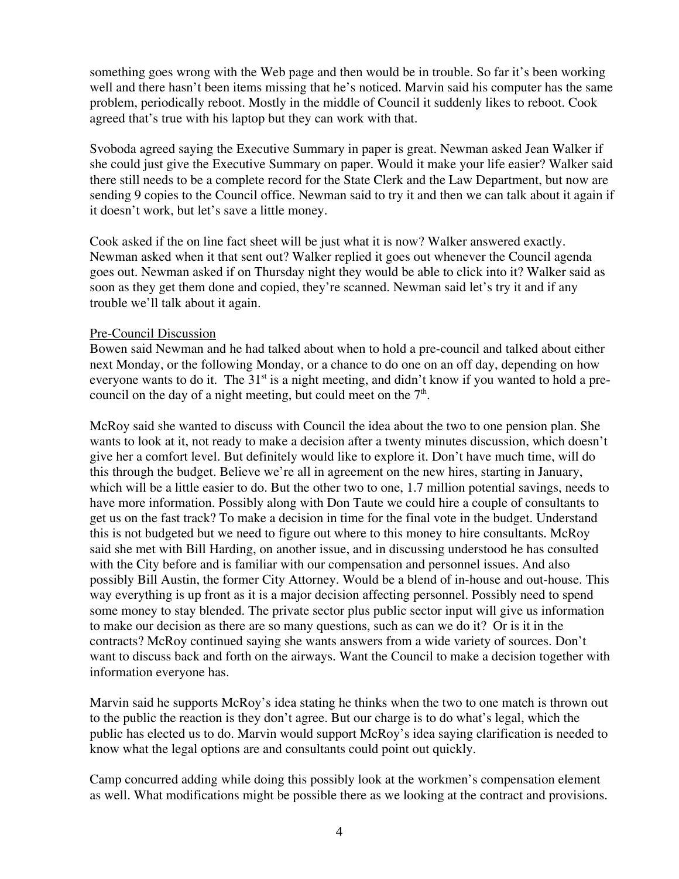something goes wrong with the Web page and then would be in trouble. So far it's been working well and there hasn't been items missing that he's noticed. Marvin said his computer has the same problem, periodically reboot. Mostly in the middle of Council it suddenly likes to reboot. Cook agreed that's true with his laptop but they can work with that.

Svoboda agreed saying the Executive Summary in paper is great. Newman asked Jean Walker if she could just give the Executive Summary on paper. Would it make your life easier? Walker said there still needs to be a complete record for the State Clerk and the Law Department, but now are sending 9 copies to the Council office. Newman said to try it and then we can talk about it again if it doesn't work, but let's save a little money.

Cook asked if the on line fact sheet will be just what it is now? Walker answered exactly. Newman asked when it that sent out? Walker replied it goes out whenever the Council agenda goes out. Newman asked if on Thursday night they would be able to click into it? Walker said as soon as they get them done and copied, they're scanned. Newman said let's try it and if any trouble we'll talk about it again.

Pre-Council Discussion

Bowen said Newman and he had talked about when to hold a pre-council and talked about either next Monday, or the following Monday, or a chance to do one on an off day, depending on how everyone wants to do it. The 31st is a night meeting, and didn't know if you wanted to hold a pre-council on the day of a night meeting, but could meet on the 7th.

McRoy said she wanted to discuss with Council the idea about the two to one pension plan. She wants to look at it, not ready to make a decision after a twenty minutes discussion, which doesn't give her a comfort level. But definitely would like to explore it. Don't have much time, will do this through the budget. Believe we're all in agreement on the new hires, starting in January, which will be a little easier to do. But the other two to one, 1.7 million potential savings, needs to have more information. Possibly along with Don Taute we could hire a couple of consultants to get us on the fast track? To make a decision in time for the final vote in the budget. Understand this is not budgeted but we need to figure out where to this money to hire consultants. McRoy said she met with Bill Harding, on another issue, and in discussing understood he has consulted with the City before and is familiar with our compensation and personnel issues. And also possibly Bill Austin, the former City Attorney. Would be a blend of in-house and out-house. This way everything is up front as it is a major decision affecting personnel. Possibly need to spend some money to stay blended. The private sector plus public sector input will give us information to make our decision as there are so many questions, such as can we do it? Or is it in the contracts? McRoy continued saying she wants answers from a wide variety of sources. Don't want to discuss back and forth on the airways. Want the Council to make a decision together with information everyone has.

Marvin said he supports McRoy's idea stating he thinks when the two to one match is thrown out to the public the reaction is they don't agree. But our charge is to do what's legal, which the public has elected us to do. Marvin would support McRoy's idea saying clarification is needed to know what the legal options are and consultants could point out quickly.

Camp concurred adding while doing this possibly look at the workmen's compensation element as well. What modifications might be possible there as we looking at the contract and provisions.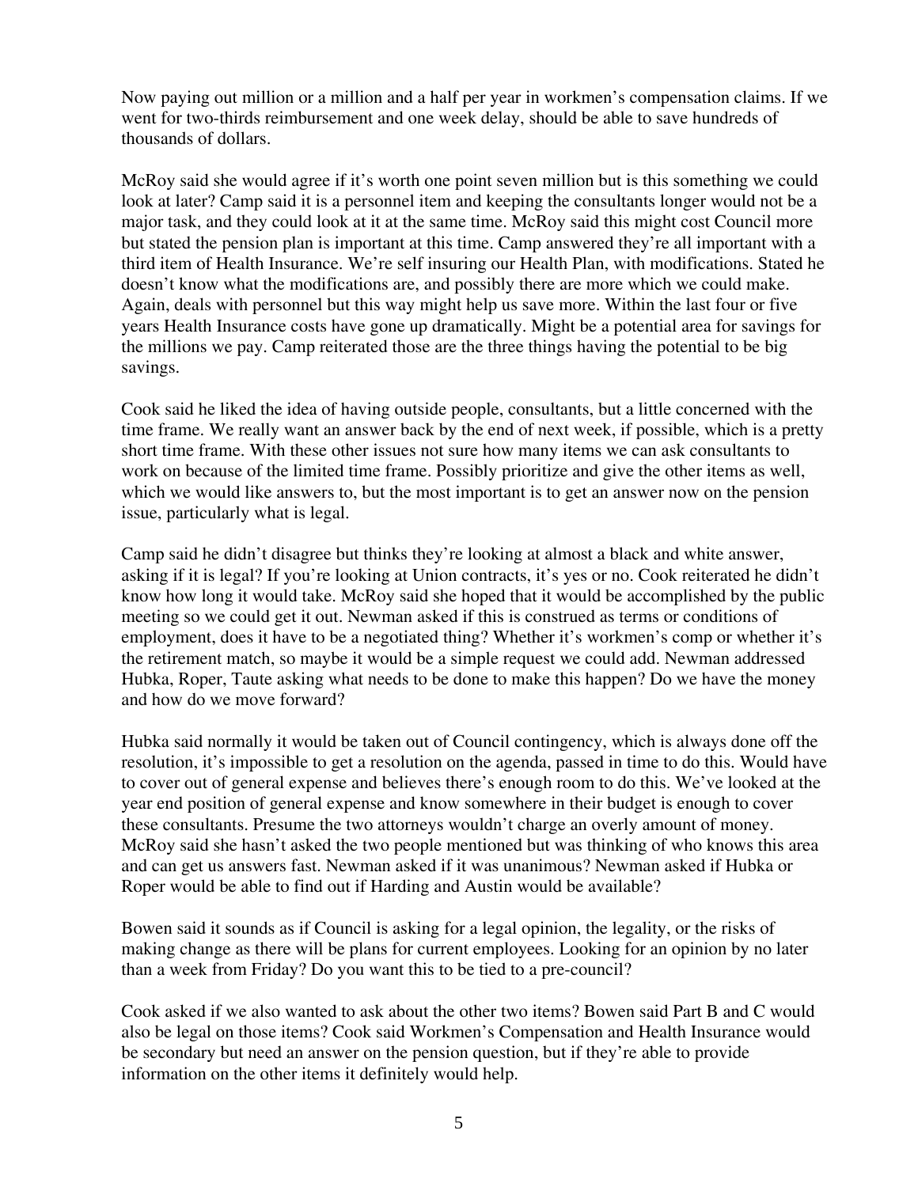Now paying out million or a million and a half per year in workmen's compensation claims. If we went for two-thirds reimbursement and one week delay, should be able to save hundreds of thousands of dollars.

McRoy said she would agree if it's worth one point seven million but is this something we could look at later? Camp said it is a personnel item and keeping the consultants longer would not be a major task, and they could look at it at the same time. McRoy said this might cost Council more but stated the pension plan is important at this time. Camp answered they're all important with a third item of Health Insurance. We're self insuring our Health Plan, with modifications. Stated he doesn't know what the modifications are, and possibly there are more which we could make. Again, deals with personnel but this way might help us save more. Within the last four or five years Health Insurance costs have gone up dramatically. Might be a potential area for savings for the millions we pay. Camp reiterated those are the three things having the potential to be big savings.

Cook said he liked the idea of having outside people, consultants, but a little concerned with the time frame. We really want an answer back by the end of next week, if possible, which is a pretty short time frame. With these other issues not sure how many items we can ask consultants to work on because of the limited time frame. Possibly prioritize and give the other items as well, which we would like answers to, but the most important is to get an answer now on the pension issue, particularly what is legal.

Camp said he didn't disagree but thinks they're looking at almost a black and white answer, asking if it is legal? If you're looking at Union contracts, it's yes or no. Cook reiterated he didn't know how long it would take. McRoy said she hoped that it would be accomplished by the public meeting so we could get it out. Newman asked if this is construed as terms or conditions of employment, does it have to be a negotiated thing? Whether it's workmen's comp or whether it's the retirement match, so maybe it would be a simple request we could add. Newman addressed Hubka, Roper, Taute asking what needs to be done to make this happen? Do we have the money and how do we move forward?

Hubka said normally it would be taken out of Council contingency, which is always done off the resolution, it's impossible to get a resolution on the agenda, passed in time to do this. Would have to cover out of general expense and believes there's enough room to do this. We've looked at the year end position of general expense and know somewhere in their budget is enough to cover these consultants. Presume the two attorneys wouldn't charge an overly amount of money. McRoy said she hasn't asked the two people mentioned but was thinking of who knows this area and can get us answers fast. Newman asked if it was unanimous? Newman asked if Hubka or Roper would be able to find out if Harding and Austin would be available?

Bowen said it sounds as if Council is asking for a legal opinion, the legality, or the risks of making change as there will be plans for current employees. Looking for an opinion by no later than a week from Friday? Do you want this to be tied to a pre-council?

Cook asked if we also wanted to ask about the other two items? Bowen said Part B and C would also be legal on those items? Cook said Workmen's Compensation and Health Insurance would be secondary but need an answer on the pension question, but if they're able to provide information on the other items it definitely would help.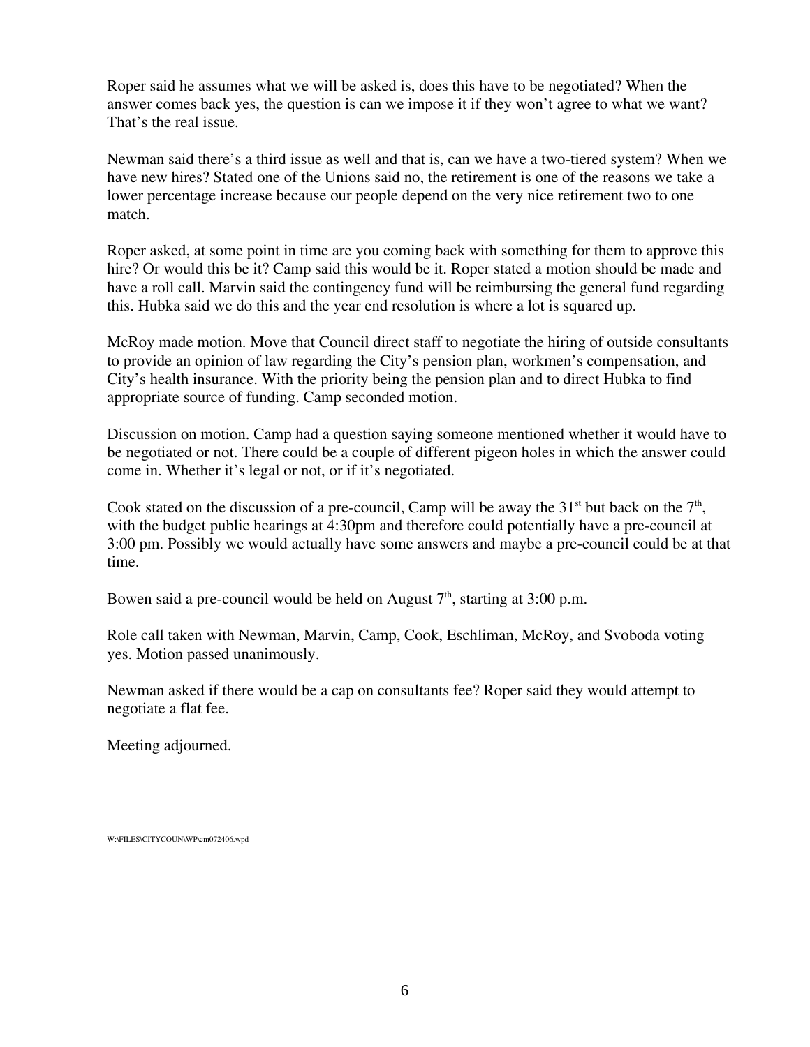Roper said he assumes what we will be asked is, does this have to be negotiated? When the answer comes back yes, the question is can we impose it if they won't agree to what we want? That's the real issue.

Newman said there's a third issue as well and that is, can we have a two-tiered system? When we have new hires? Stated one of the Unions said no, the retirement is one of the reasons we take a lower percentage increase because our people depend on the very nice retirement two to one match.

Roper asked, at some point in time are you coming back with something for them to approve this hire? Or would this be it? Camp said this would be it. Roper stated a motion should be made and have a roll call. Marvin said the contingency fund will be reimbursing the general fund regarding this. Hubka said we do this and the year end resolution is where a lot is squared up.

McRoy made motion. Move that Council direct staff to negotiate the hiring of outside consultants to provide an opinion of law regarding the City's pension plan, workmen's compensation, and City's health insurance. With the priority being the pension plan and to direct Hubka to find appropriate source of funding. Camp seconded motion.

Discussion on motion. Camp had a question saying someone mentioned whether it would have to be negotiated or not. There could be a couple of different pigeon holes in which the answer could come in. Whether it's legal or not, or if it's negotiated.

Cook stated on the discussion of a pre-council, Camp will be away the 31st but back on the 7th, with the budget public hearings at 4:30pm and therefore could potentially have a pre-council at 3:00 pm. Possibly we would actually have some answers and maybe a pre-council could be at that time.

Bowen said a pre-council would be held on August 7th, starting at 3:00 p.m.

Role call taken with Newman, Marvin, Camp, Cook, Eschliman, McRoy, and Svoboda voting yes. Motion passed unanimously.

Newman asked if there would be a cap on consultants fee? Roper said they would attempt to negotiate a flat fee.

Meeting adjourned.

W:\FILES\CITYCOUN\WP\cm072406.wpd